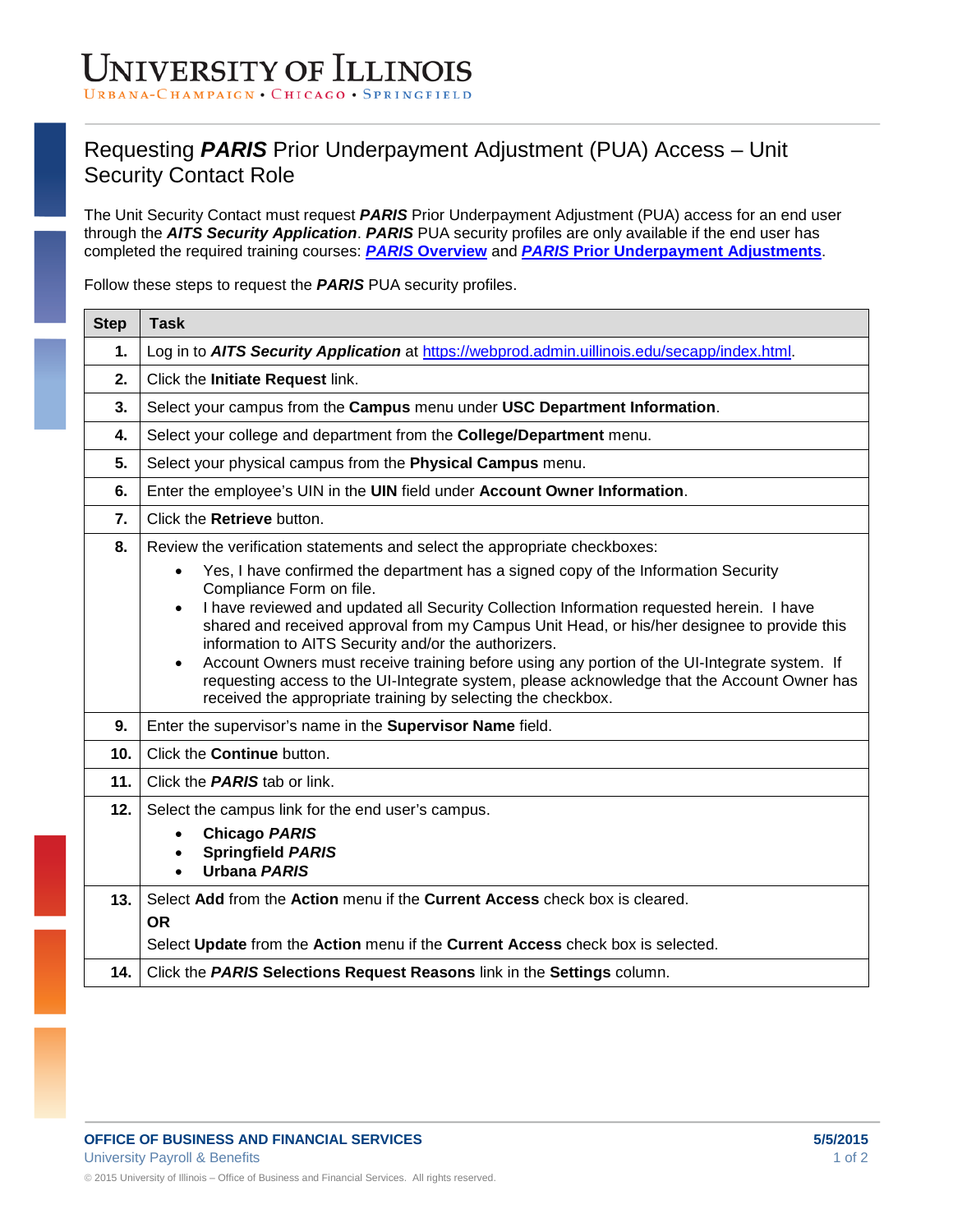UNIVERSITY OF ILLINOIS
URBANA-CHAMPAIGN • CHICAGO • SPRINGFIELD

# Requesting ***PARIS*** Prior Underpayment Adjustment (PUA) Access – Unit Security Contact Role

The Unit Security Contact must request ***PARIS*** Prior Underpayment Adjustment (PUA) access for an end user through the ***AITS Security Application***. ***PARIS*** PUA security profiles are only available if the end user has completed the required training courses: [***PARIS*** **Overview**]() and [***PARIS*** **Prior Underpayment Adjustments**]().

Follow these steps to request the ***PARIS*** PUA security profiles.

| Step | Task |
| --- | --- |
| **1.** | Log in to ***AITS Security Application*** at https://webprod.admin.uillinois.edu/secapp/index.html. |
| **2.** | Click the **Initiate Request** link. |
| **3.** | Select your campus from the **Campus** menu under **USC Department Information**. |
| **4.** | Select your college and department from the **College/Department** menu. |
| **5.** | Select your physical campus from the **Physical Campus** menu. |
| **6.** | Enter the employee's UIN in the **UIN** field under **Account Owner Information**. |
| **7.** | Click the **Retrieve** button. |
| **8.** | Review the verification statements and select the appropriate checkboxes:<br>• Yes, I have confirmed the department has a signed copy of the Information Security Compliance Form on file.<br>• I have reviewed and updated all Security Collection Information requested herein. I have shared and received approval from my Campus Unit Head, or his/her designee to provide this information to AITS Security and/or the authorizers.<br>• Account Owners must receive training before using any portion of the UI-Integrate system. If requesting access to the UI-Integrate system, please acknowledge that the Account Owner has received the appropriate training by selecting the checkbox. |
| **9.** | Enter the supervisor's name in the **Supervisor Name** field. |
| **10.** | Click the **Continue** button. |
| **11.** | Click the ***PARIS*** tab or link. |
| **12.** | Select the campus link for the end user's campus.<br>• **Chicago *PARIS***<br>• **Springfield *PARIS***<br>• **Urbana *PARIS*** |
| **13.** | Select **Add** from the **Action** menu if the **Current Access** check box is cleared.<br>**OR**<br>Select **Update** from the **Action** menu if the **Current Access** check box is selected. |
| **14.** | Click the ***PARIS* Selections Request Reasons** link in the **Settings** column. |

**OFFICE OF BUSINESS AND FINANCIAL SERVICES** **5/5/2015**
University Payroll & Benefits
© 2015 University of Illinois – Office of Business and Financial Services. All rights reserved.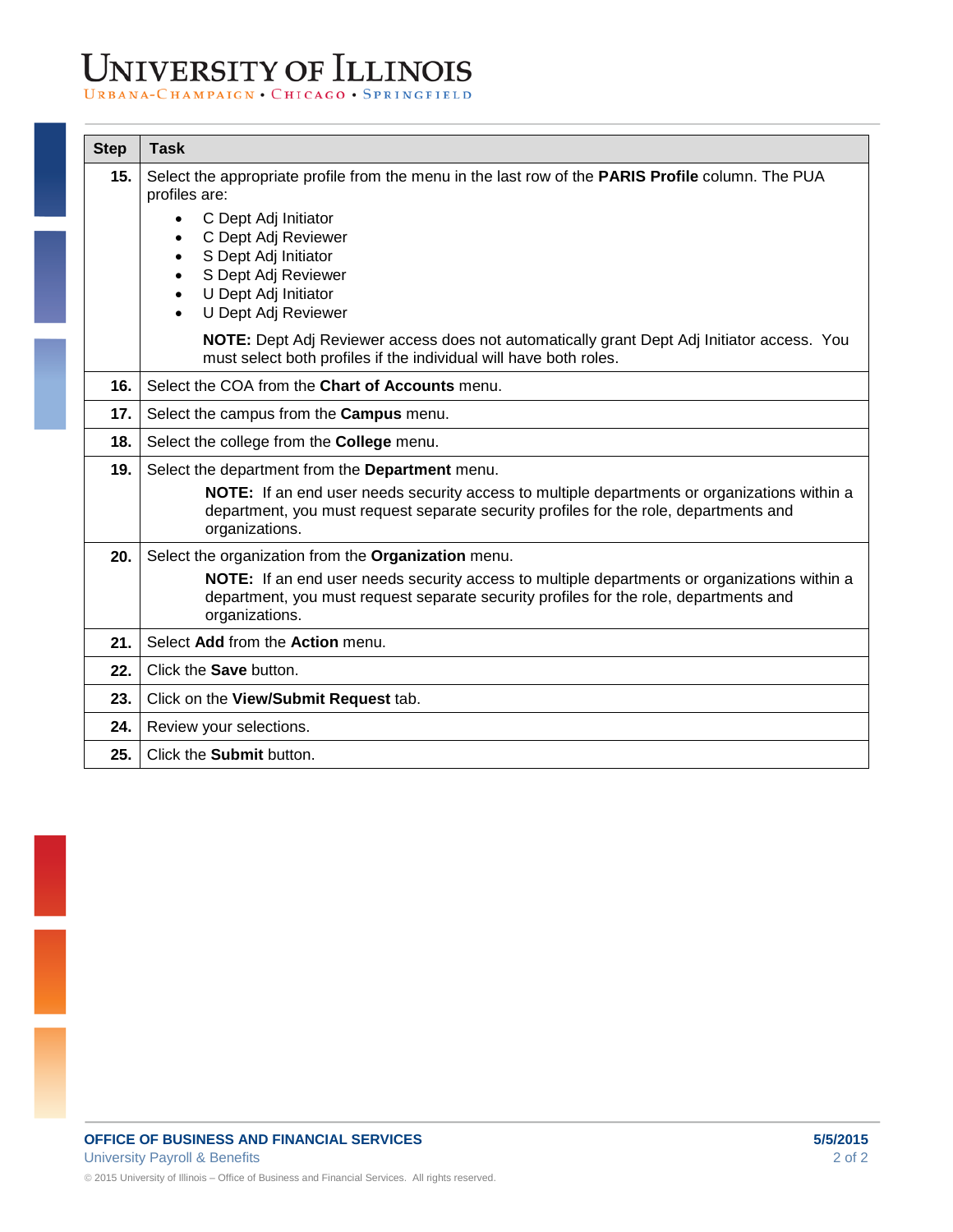| Step | Task |
|---|---|
| **15.** | Select the appropriate profile from the menu in the last row of the **PARIS Profile** column. The PUA profiles are: <br>• C Dept Adj Initiator<br>• C Dept Adj Reviewer<br>• S Dept Adj Initiator<br>• S Dept Adj Reviewer<br>• U Dept Adj Initiator<br>• U Dept Adj Reviewer<br><br>**NOTE:** Dept Adj Reviewer access does not automatically grant Dept Adj Initiator access. You must select both profiles if the individual will have both roles. |
| **16.** | Select the COA from the **Chart of Accounts** menu. |
| **17.** | Select the campus from the **Campus** menu. |
| **18.** | Select the college from the **College** menu. |
| **19.** | Select the department from the **Department** menu.<br>**NOTE:** If an end user needs security access to multiple departments or organizations within a department, you must request separate security profiles for the role, departments and organizations. |
| **20.** | Select the organization from the **Organization** menu.<br>**NOTE:** If an end user needs security access to multiple departments or organizations within a department, you must request separate security profiles for the role, departments and organizations. |
| **21.** | Select **Add** from the **Action** menu. |
| **22.** | Click the **Save** button. |
| **23.** | Click on the **View/Submit Request** tab. |
| **24.** | Review your selections. |
| **25.** | Click the **Submit** button. |